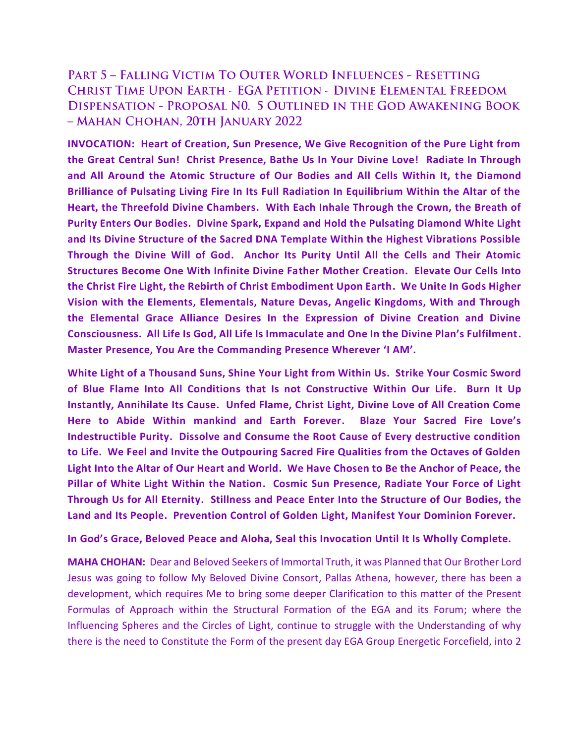## Part 5 – Falling Victim To Outer World Influences - Resetting Christ Time Upon Earth - EGA Petition - Divine Elemental Freedom Dispensation - Proposal N0. 5 Outlined in the God Awakening Book – Mahan Chohan, 20th January 2022

**INVOCATION: Heart of Creation, Sun Presence, We Give Recognition of the Pure Light from the Great Central Sun! Christ Presence, Bathe Us In Your Divine Love! Radiate In Through and All Around the Atomic Structure of Our Bodies and All Cells Within It, the Diamond Brilliance of Pulsating Living Fire In Its Full Radiation In Equilibrium Within the Altar of the Heart, the Threefold Divine Chambers. With Each Inhale Through the Crown, the Breath of Purity Enters Our Bodies. Divine Spark, Expand and Hold the Pulsating Diamond White Light and Its Divine Structure of the Sacred DNA Template Within the Highest Vibrations Possible Through the Divine Will of God. Anchor Its Purity Until All the Cells and Their Atomic Structures Become One With Infinite Divine Father Mother Creation. Elevate Our Cells Into the Christ Fire Light, the Rebirth of Christ Embodiment Upon Earth. We Unite In Gods Higher Vision with the Elements, Elementals, Nature Devas, Angelic Kingdoms, With and Through the Elemental Grace Alliance Desires In the Expression of Divine Creation and Divine Consciousness. All Life Is God, All Life Is Immaculate and One In the Divine Plan's Fulfilment. Master Presence, You Are the Commanding Presence Wherever 'I AM'.**

**White Light of a Thousand Suns, Shine Your Light from Within Us. Strike Your Cosmic Sword of Blue Flame Into All Conditions that Is not Constructive Within Our Life. Burn It Up Instantly, Annihilate Its Cause. Unfed Flame, Christ Light, Divine Love of All Creation Come Here to Abide Within mankind and Earth Forever. Blaze Your Sacred Fire Love's Indestructible Purity. Dissolve and Consume the Root Cause of Every destructive condition to Life. We Feel and Invite the Outpouring Sacred Fire Qualities from the Octaves of Golden Light Into the Altar of Our Heart and World. We Have Chosen to Be the Anchor of Peace, the Pillar of White Light Within the Nation. Cosmic Sun Presence, Radiate Your Force of Light Through Us for All Eternity. Stillness and Peace Enter Into the Structure of Our Bodies, the Land and Its People. Prevention Control of Golden Light, Manifest Your Dominion Forever.**

**In God's Grace, Beloved Peace and Aloha, Seal this Invocation Until It Is Wholly Complete.**

**MAHA CHOHAN:** Dear and Beloved Seekers of Immortal Truth, it was Planned that Our Brother Lord Jesus was going to follow My Beloved Divine Consort, Pallas Athena, however, there has been a development, which requires Me to bring some deeper Clarification to this matter of the Present Formulas of Approach within the Structural Formation of the EGA and its Forum; where the Influencing Spheres and the Circles of Light, continue to struggle with the Understanding of why there is the need to Constitute the Form of the present day EGA Group Energetic Forcefield, into 2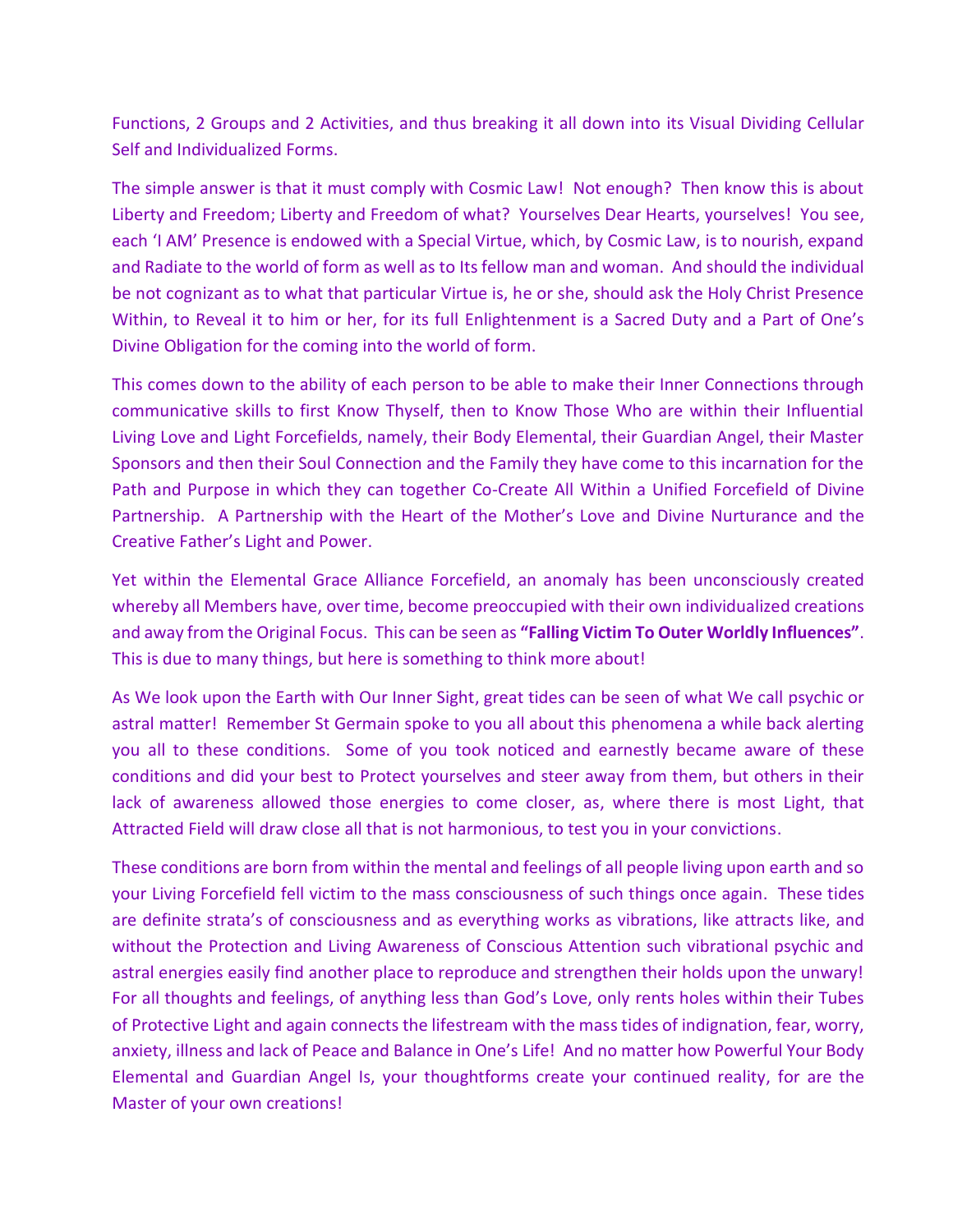Functions, 2 Groups and 2 Activities, and thus breaking it all down into its Visual Dividing Cellular Self and Individualized Forms.

The simple answer is that it must comply with Cosmic Law! Not enough? Then know this is about Liberty and Freedom; Liberty and Freedom of what? Yourselves Dear Hearts, yourselves! You see, each 'I AM' Presence is endowed with a Special Virtue, which, by Cosmic Law, is to nourish, expand and Radiate to the world of form as well as to Its fellow man and woman. And should the individual be not cognizant as to what that particular Virtue is, he or she, should ask the Holy Christ Presence Within, to Reveal it to him or her, for its full Enlightenment is a Sacred Duty and a Part of One's Divine Obligation for the coming into the world of form.

This comes down to the ability of each person to be able to make their Inner Connections through communicative skills to first Know Thyself, then to Know Those Who are within their Influential Living Love and Light Forcefields, namely, their Body Elemental, their Guardian Angel, their Master Sponsors and then their Soul Connection and the Family they have come to this incarnation for the Path and Purpose in which they can together Co-Create All Within a Unified Forcefield of Divine Partnership. A Partnership with the Heart of the Mother's Love and Divine Nurturance and the Creative Father's Light and Power.

Yet within the Elemental Grace Alliance Forcefield, an anomaly has been unconsciously created whereby all Members have, over time, become preoccupied with their own individualized creations and away from the Original Focus. This can be seen as **"Falling Victim To Outer Worldly Influences"**. This is due to many things, but here is something to think more about!

As We look upon the Earth with Our Inner Sight, great tides can be seen of what We call psychic or astral matter! Remember St Germain spoke to you all about this phenomena a while back alerting you all to these conditions. Some of you took noticed and earnestly became aware of these conditions and did your best to Protect yourselves and steer away from them, but others in their lack of awareness allowed those energies to come closer, as, where there is most Light, that Attracted Field will draw close all that is not harmonious, to test you in your convictions.

These conditions are born from within the mental and feelings of all people living upon earth and so your Living Forcefield fell victim to the mass consciousness of such things once again. These tides are definite strata's of consciousness and as everything works as vibrations, like attracts like, and without the Protection and Living Awareness of Conscious Attention such vibrational psychic and astral energies easily find another place to reproduce and strengthen their holds upon the unwary! For all thoughts and feelings, of anything less than God's Love, only rents holes within their Tubes of Protective Light and again connects the lifestream with the mass tides of indignation, fear, worry, anxiety, illness and lack of Peace and Balance in One's Life! And no matter how Powerful Your Body Elemental and Guardian Angel Is, your thoughtforms create your continued reality, for are the Master of your own creations!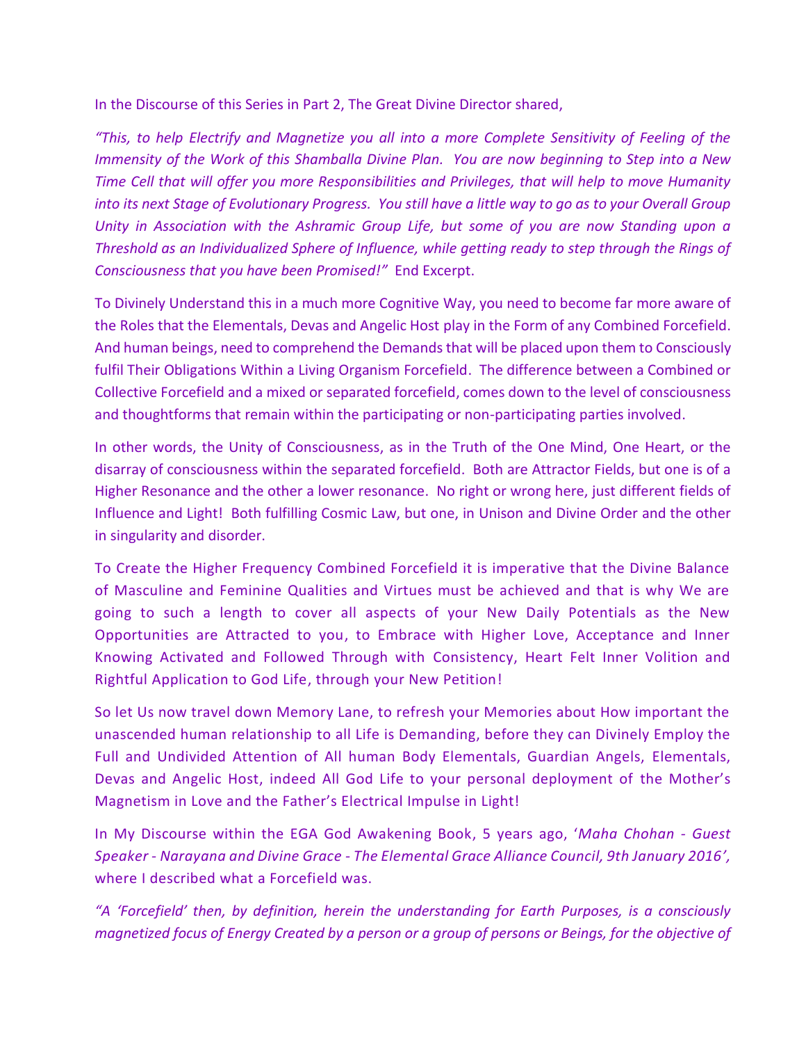In the Discourse of this Series in Part 2, The Great Divine Director shared,

*"This, to help Electrify and Magnetize you all into a more Complete Sensitivity of Feeling of the Immensity of the Work of this Shamballa Divine Plan. You are now beginning to Step into a New Time Cell that will offer you more Responsibilities and Privileges, that will help to move Humanity into its next Stage of Evolutionary Progress. You still have a little way to go as to your Overall Group Unity in Association with the Ashramic Group Life, but some of you are now Standing upon a Threshold as an Individualized Sphere of Influence, while getting ready to step through the Rings of Consciousness that you have been Promised!"* End Excerpt.

To Divinely Understand this in a much more Cognitive Way, you need to become far more aware of the Roles that the Elementals, Devas and Angelic Host play in the Form of any Combined Forcefield. And human beings, need to comprehend the Demands that will be placed upon them to Consciously fulfil Their Obligations Within a Living Organism Forcefield. The difference between a Combined or Collective Forcefield and a mixed or separated forcefield, comes down to the level of consciousness and thoughtforms that remain within the participating or non-participating parties involved.

In other words, the Unity of Consciousness, as in the Truth of the One Mind, One Heart, or the disarray of consciousness within the separated forcefield. Both are Attractor Fields, but one is of a Higher Resonance and the other a lower resonance. No right or wrong here, just different fields of Influence and Light! Both fulfilling Cosmic Law, but one, in Unison and Divine Order and the other in singularity and disorder.

To Create the Higher Frequency Combined Forcefield it is imperative that the Divine Balance of Masculine and Feminine Qualities and Virtues must be achieved and that is why We are going to such a length to cover all aspects of your New Daily Potentials as the New Opportunities are Attracted to you, to Embrace with Higher Love, Acceptance and Inner Knowing Activated and Followed Through with Consistency, Heart Felt Inner Volition and Rightful Application to God Life, through your New Petition!

So let Us now travel down Memory Lane, to refresh your Memories about How important the unascended human relationship to all Life is Demanding, before they can Divinely Employ the Full and Undivided Attention of All human Body Elementals, Guardian Angels, Elementals, Devas and Angelic Host, indeed All God Life to your personal deployment of the Mother's Magnetism in Love and the Father's Electrical Impulse in Light!

In My Discourse within the EGA God Awakening Book, 5 years ago, '*Maha Chohan - Guest Speaker - Narayana and Divine Grace - The Elemental Grace Alliance Council, 9th January 2016'*, where I described what a Forcefield was.

*"A 'Forcefield' then, by definition, herein the understanding for Earth Purposes, is a consciously magnetized focus of Energy Created by a person or a group of persons or Beings, for the objective of*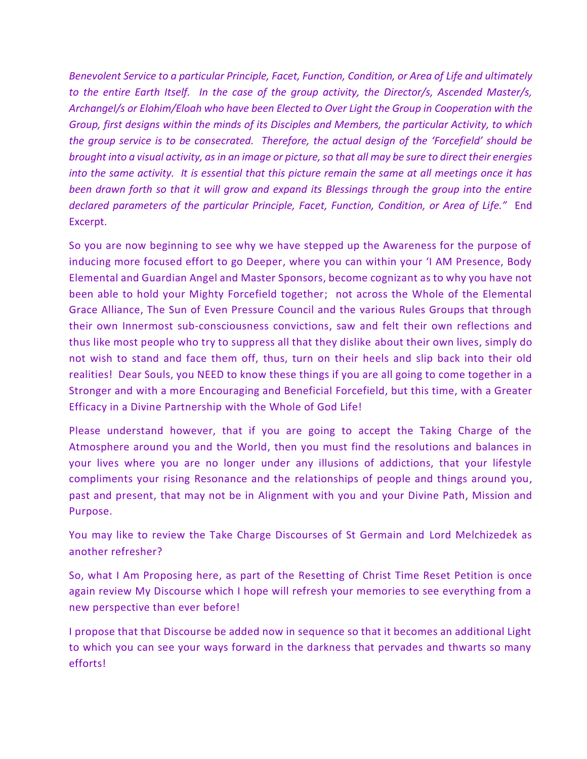*Benevolent Service to a particular Principle, Facet, Function, Condition, or Area of Life and ultimately to the entire Earth Itself. In the case of the group activity, the Director/s, Ascended Master/s, Archangel/s or Elohim/Eloah who have been Elected to Over Light the Group in Cooperation with the Group, first designs within the minds of its Disciples and Members, the particular Activity, to which the group service is to be consecrated. Therefore, the actual design of the 'Forcefield' should be brought into a visual activity, as in an image or picture, so that all may be sure to direct their energies into the same activity. It is essential that this picture remain the same at all meetings once it has been drawn forth so that it will grow and expand its Blessings through the group into the entire declared parameters of the particular Principle, Facet, Function, Condition, or Area of Life."* End Excerpt.

So you are now beginning to see why we have stepped up the Awareness for the purpose of inducing more focused effort to go Deeper, where you can within your 'I AM Presence, Body Elemental and Guardian Angel and Master Sponsors, become cognizant as to why you have not been able to hold your Mighty Forcefield together; not across the Whole of the Elemental Grace Alliance, The Sun of Even Pressure Council and the various Rules Groups that through their own Innermost sub-consciousness convictions, saw and felt their own reflections and thus like most people who try to suppress all that they dislike about their own lives, simply do not wish to stand and face them off, thus, turn on their heels and slip back into their old realities! Dear Souls, you NEED to know these things if you are all going to come together in a Stronger and with a more Encouraging and Beneficial Forcefield, but this time, with a Greater Efficacy in a Divine Partnership with the Whole of God Life!

Please understand however, that if you are going to accept the Taking Charge of the Atmosphere around you and the World, then you must find the resolutions and balances in your lives where you are no longer under any illusions of addictions, that your lifestyle compliments your rising Resonance and the relationships of people and things around you, past and present, that may not be in Alignment with you and your Divine Path, Mission and Purpose.

You may like to review the Take Charge Discourses of St Germain and Lord Melchizedek as another refresher?

So, what I Am Proposing here, as part of the Resetting of Christ Time Reset Petition is once again review My Discourse which I hope will refresh your memories to see everything from a new perspective than ever before!

I propose that that Discourse be added now in sequence so that it becomes an additional Light to which you can see your ways forward in the darkness that pervades and thwarts so many efforts!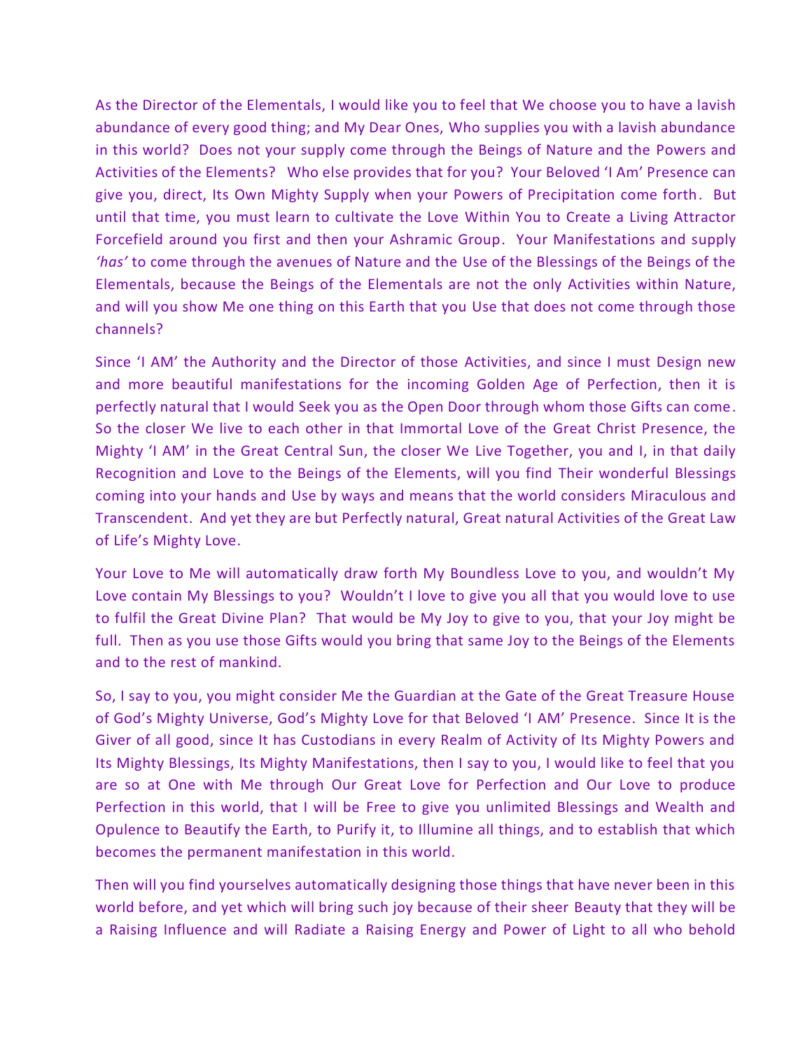As the Director of the Elementals, I would like you to feel that We choose you to have a lavish abundance of every good thing; and My Dear Ones, Who supplies you with a lavish abundance in this world? Does not your supply come through the Beings of Nature and the Powers and Activities of the Elements? Who else provides that for you? Your Beloved 'I Am' Presence can give you, direct, Its Own Mighty Supply when your Powers of Precipitation come forth. But until that time, you must learn to cultivate the Love Within You to Create a Living Attractor Forcefield around you first and then your Ashramic Group. Your Manifestations and supply *'has'* to come through the avenues of Nature and the Use of the Blessings of the Beings of the Elementals, because the Beings of the Elementals are not the only Activities within Nature, and will you show Me one thing on this Earth that you Use that does not come through those channels?

Since 'I AM' the Authority and the Director of those Activities, and since I must Design new and more beautiful manifestations for the incoming Golden Age of Perfection, then it is perfectly natural that I would Seek you as the Open Door through whom those Gifts can come. So the closer We live to each other in that Immortal Love of the Great Christ Presence, the Mighty 'I AM' in the Great Central Sun, the closer We Live Together, you and I, in that daily Recognition and Love to the Beings of the Elements, will you find Their wonderful Blessings coming into your hands and Use by ways and means that the world considers Miraculous and Transcendent. And yet they are but Perfectly natural, Great natural Activities of the Great Law of Life's Mighty Love.

Your Love to Me will automatically draw forth My Boundless Love to you, and wouldn't My Love contain My Blessings to you? Wouldn't I love to give you all that you would love to use to fulfil the Great Divine Plan? That would be My Joy to give to you, that your Joy might be full. Then as you use those Gifts would you bring that same Joy to the Beings of the Elements and to the rest of mankind.

So, I say to you, you might consider Me the Guardian at the Gate of the Great Treasure House of God's Mighty Universe, God's Mighty Love for that Beloved 'I AM' Presence. Since It is the Giver of all good, since It has Custodians in every Realm of Activity of Its Mighty Powers and Its Mighty Blessings, Its Mighty Manifestations, then I say to you, I would like to feel that you are so at One with Me through Our Great Love for Perfection and Our Love to produce Perfection in this world, that I will be Free to give you unlimited Blessings and Wealth and Opulence to Beautify the Earth, to Purify it, to Illumine all things, and to establish that which becomes the permanent manifestation in this world.

Then will you find yourselves automatically designing those things that have never been in this world before, and yet which will bring such joy because of their sheer Beauty that they will be a Raising Influence and will Radiate a Raising Energy and Power of Light to all who behold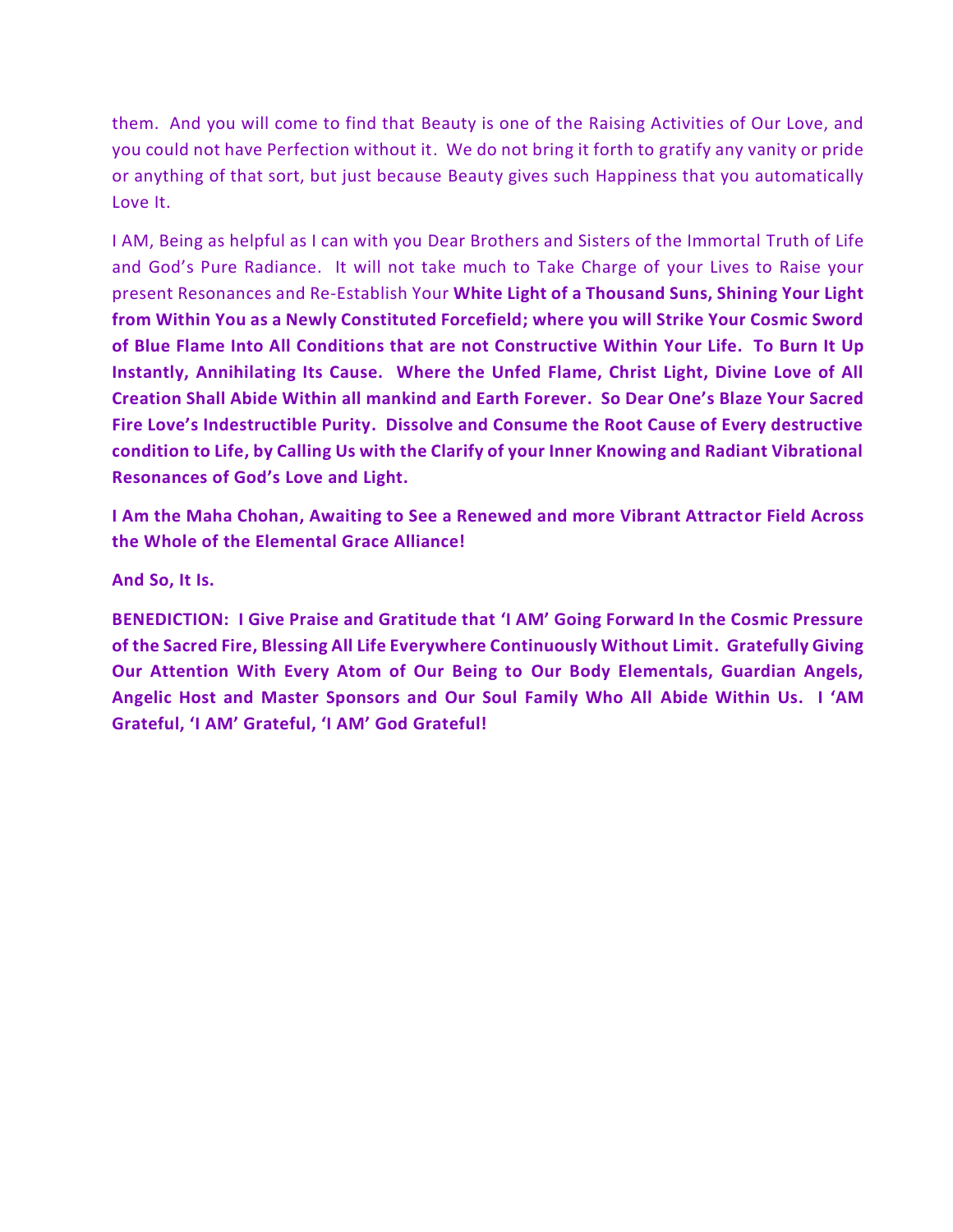them. And you will come to find that Beauty is one of the Raising Activities of Our Love, and you could not have Perfection without it. We do not bring it forth to gratify any vanity or pride or anything of that sort, but just because Beauty gives such Happiness that you automatically Love It.

I AM, Being as helpful as I can with you Dear Brothers and Sisters of the Immortal Truth of Life and God's Pure Radiance. It will not take much to Take Charge of your Lives to Raise your present Resonances and Re-Establish Your **White Light of a Thousand Suns, Shining Your Light from Within You as a Newly Constituted Forcefield; where you will Strike Your Cosmic Sword of Blue Flame Into All Conditions that are not Constructive Within Your Life. To Burn It Up Instantly, Annihilating Its Cause. Where the Unfed Flame, Christ Light, Divine Love of All Creation Shall Abide Within all mankind and Earth Forever. So Dear One's Blaze Your Sacred Fire Love's Indestructible Purity. Dissolve and Consume the Root Cause of Every destructive condition to Life, by Calling Us with the Clarify of your Inner Knowing and Radiant Vibrational Resonances of God's Love and Light.**

**I Am the Maha Chohan, Awaiting to See a Renewed and more Vibrant Attractor Field Across the Whole of the Elemental Grace Alliance!**

**And So, It Is.**

**BENEDICTION: I Give Praise and Gratitude that 'I AM' Going Forward In the Cosmic Pressure of the Sacred Fire, Blessing All Life Everywhere Continuously Without Limit. Gratefully Giving Our Attention With Every Atom of Our Being to Our Body Elementals, Guardian Angels, Angelic Host and Master Sponsors and Our Soul Family Who All Abide Within Us. I 'AM Grateful, 'I AM' Grateful, 'I AM' God Grateful!**